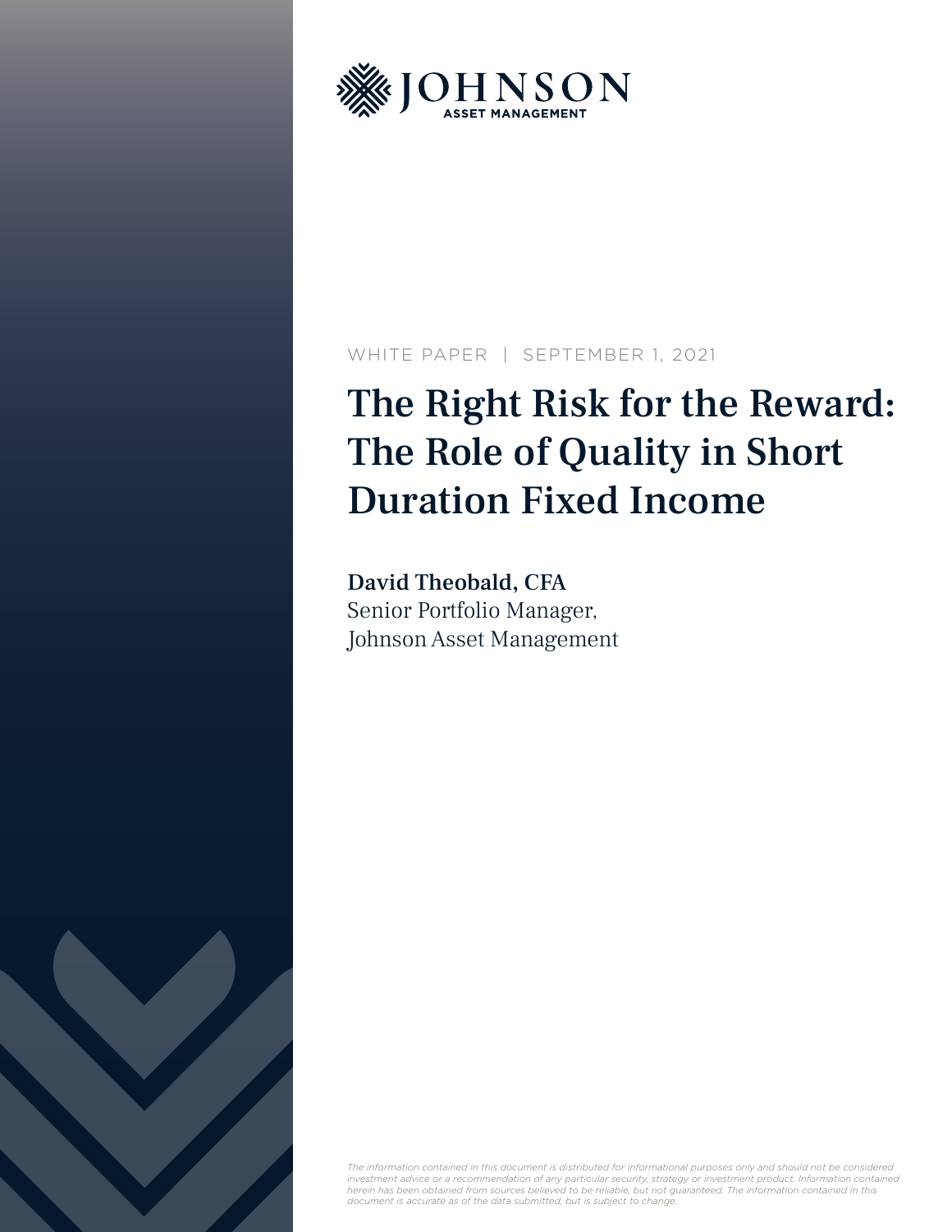JOHNSON
ASSET MANAGEMENT

WHITE PAPER | SEPTEMBER 1, 2021

# The Right Risk for the Reward: The Role of Quality in Short Duration Fixed Income

**David Theobald, CFA**
Senior Portfolio Manager,
Johnson Asset Management

*The information contained in this document is distributed for informational purposes only and should not be considered investment advice or a recommendation of any particular security, strategy or investment product. Information contained herein has been obtained from sources believed to be reliable, but not guaranteed. The information contained in this document is accurate as of the data submitted, but is subject to change.*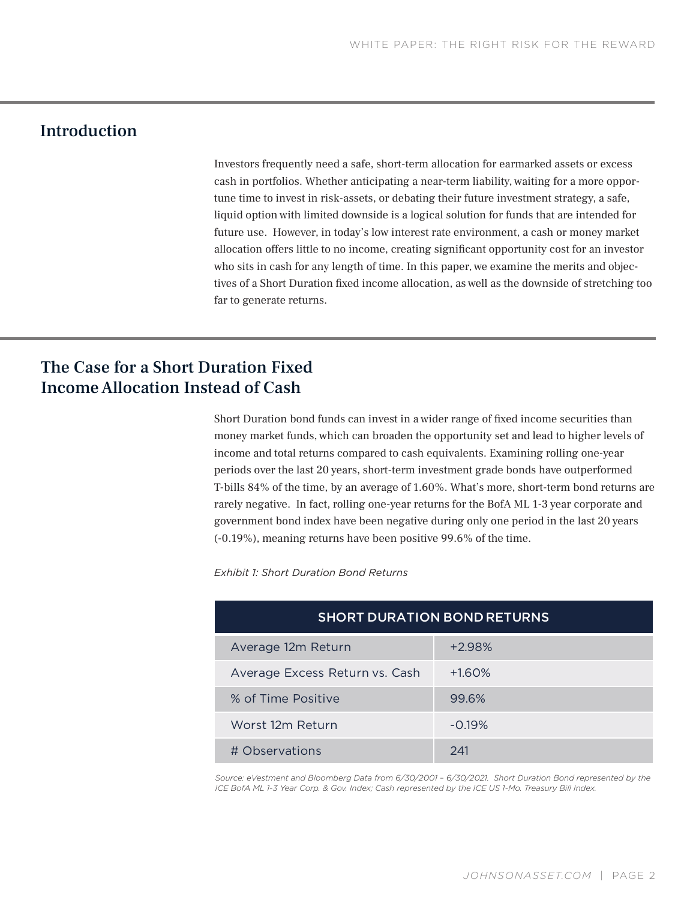## Introduction

Investors frequently need a safe, short-term allocation for earmarked assets or excess cash in portfolios. Whether anticipating a near-term liability, waiting for a more opportune time to invest in risk-assets, or debating their future investment strategy, a safe, liquid option with limited downside is a logical solution for funds that are intended for future use. However, in today's low interest rate environment, a cash or money market allocation offers little to no income, creating significant opportunity cost for an investor who sits in cash for any length of time. In this paper, we examine the merits and objectives of a Short Duration fixed income allocation, as well as the downside of stretching too far to generate returns.

## The Case for a Short Duration Fixed Income Allocation Instead of Cash

Short Duration bond funds can invest in a wider range of fixed income securities than money market funds, which can broaden the opportunity set and lead to higher levels of income and total returns compared to cash equivalents. Examining rolling one-year periods over the last 20 years, short-term investment grade bonds have outperformed T-bills 84% of the time, by an average of 1.60%. What's more, short-term bond returns are rarely negative. In fact, rolling one-year returns for the BofA ML 1-3 year corporate and government bond index have been negative during only one period in the last 20 years (-0.19%), meaning returns have been positive 99.6% of the time.

*Exhibit 1: Short Duration Bond Returns*

| SHORT DURATION BOND RETURNS | |
|---|---|
| Average 12m Return | +2.98% |
| Average Excess Return vs. Cash | +1.60% |
| % of Time Positive | 99.6% |
| Worst 12m Return | -0.19% |
| # Observations | 241 |

*Source: eVestment and Bloomberg Data from 6/30/2001 – 6/30/2021. Short Duration Bond represented by the ICE BofA ML 1-3 Year Corp. & Gov. Index; Cash represented by the ICE US 1-Mo. Treasury Bill Index.*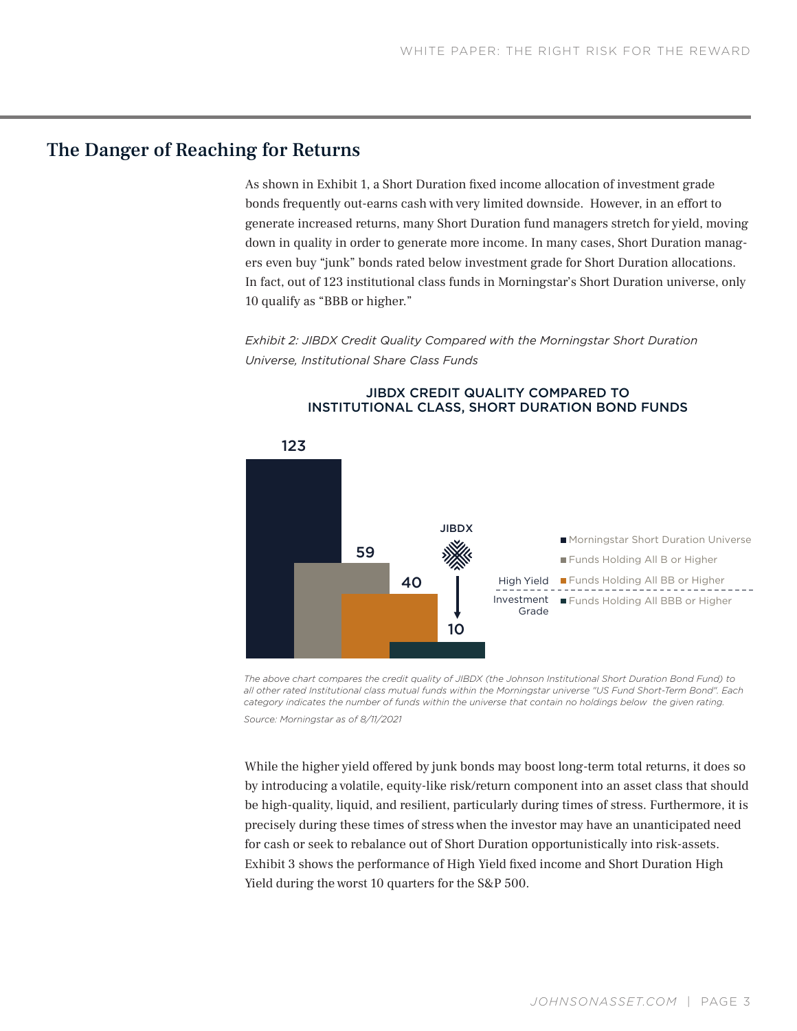## The Danger of Reaching for Returns

As shown in Exhibit 1, a Short Duration fixed income allocation of investment grade bonds frequently out-earns cash with very limited downside. However, in an effort to generate increased returns, many Short Duration fund managers stretch for yield, moving down in quality in order to generate more income. In many cases, Short Duration managers even buy "junk" bonds rated below investment grade for Short Duration allocations. In fact, out of 123 institutional class funds in Morningstar's Short Duration universe, only 10 qualify as "BBB or higher."

*Exhibit 2: JIBDX Credit Quality Compared with the Morningstar Short Duration Universe, Institutional Share Class Funds*

JIBDX CREDIT QUALITY COMPARED TO INSTITUTIONAL CLASS, SHORT DURATION BOND FUNDS

| Category | | Number of Funds |
| --- | --- | --- |
| Morningstar Short Duration Universe | | 123 |
| Funds Holding All B or Higher | High Yield | 59 |
| Funds Holding All BB or Higher | High Yield | 40 |
| Funds Holding All BBB or Higher | Investment Grade | 10 (JIBDX) |

*The above chart compares the credit quality of JIBDX (the Johnson Institutional Short Duration Bond Fund) to all other rated Institutional class mutual funds within the Morningstar universe "US Fund Short-Term Bond". Each category indicates the number of funds within the universe that contain no holdings below the given rating.*

*Source: Morningstar as of 8/11/2021*

While the higher yield offered by junk bonds may boost long-term total returns, it does so by introducing a volatile, equity-like risk/return component into an asset class that should be high-quality, liquid, and resilient, particularly during times of stress. Furthermore, it is precisely during these times of stress when the investor may have an unanticipated need for cash or seek to rebalance out of Short Duration opportunistically into risk-assets. Exhibit 3 shows the performance of High Yield fixed income and Short Duration High Yield during the worst 10 quarters for the S&P 500.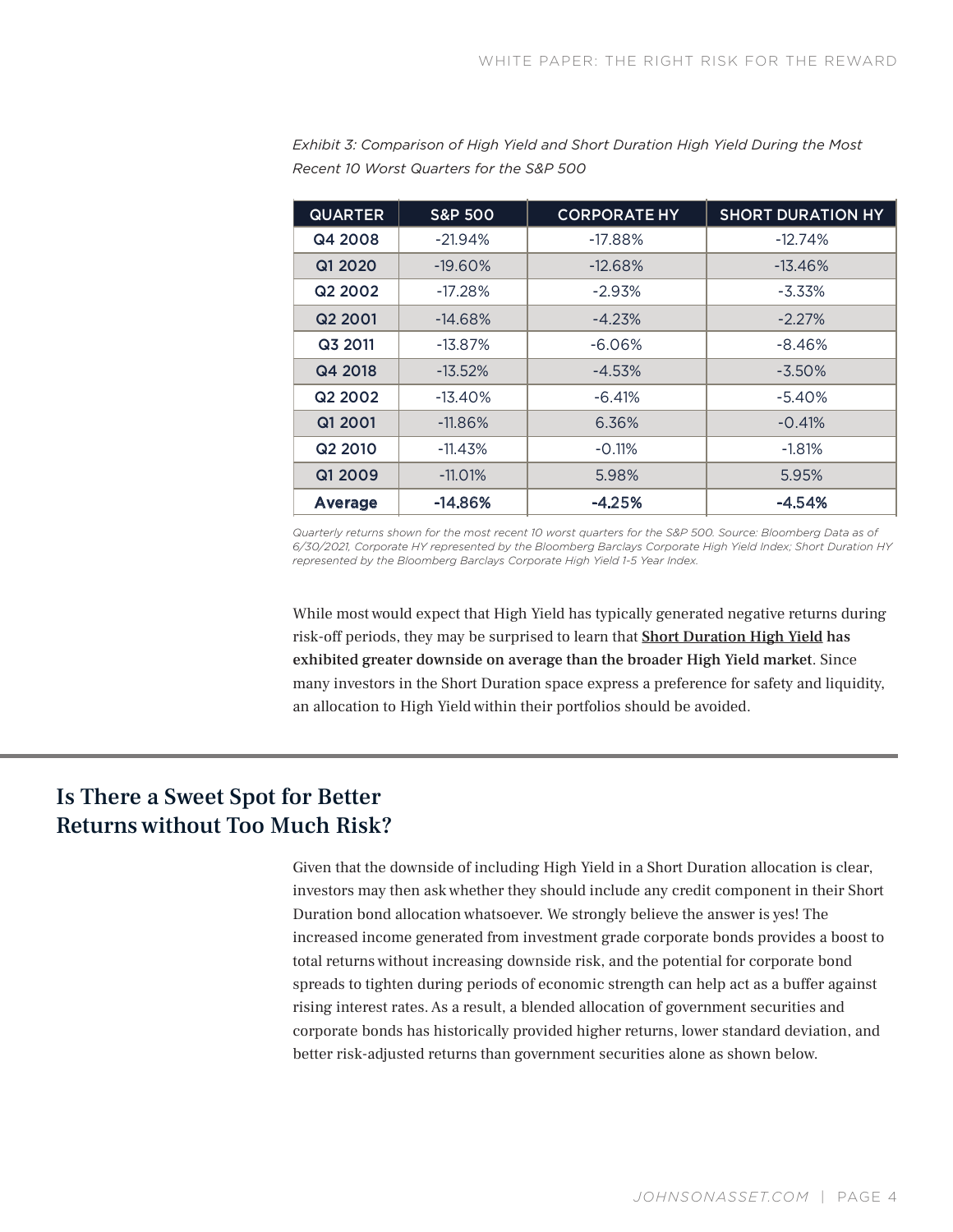*Exhibit 3: Comparison of High Yield and Short Duration High Yield During the Most Recent 10 Worst Quarters for the S&P 500*

| QUARTER | S&P 500 | CORPORATE HY | SHORT DURATION HY |
|---|---|---|---|
| Q4 2008 | -21.94% | -17.88% | -12.74% |
| Q1 2020 | -19.60% | -12.68% | -13.46% |
| Q2 2002 | -17.28% | -2.93% | -3.33% |
| Q2 2001 | -14.68% | -4.23% | -2.27% |
| Q3 2011 | -13.87% | -6.06% | -8.46% |
| Q4 2018 | -13.52% | -4.53% | -3.50% |
| Q2 2002 | -13.40% | -6.41% | -5.40% |
| Q1 2001 | -11.86% | 6.36% | -0.41% |
| Q2 2010 | -11.43% | -0.11% | -1.81% |
| Q1 2009 | -11.01% | 5.98% | 5.95% |
| **Average** | **-14.86%** | **-4.25%** | **-4.54%** |

*Quarterly returns shown for the most recent 10 worst quarters for the S&P 500. Source: Bloomberg Data as of 6/30/2021, Corporate HY represented by the Bloomberg Barclays Corporate High Yield Index; Short Duration HY represented by the Bloomberg Barclays Corporate High Yield 1-5 Year Index.*

While most would expect that High Yield has typically generated negative returns during risk-off periods, they may be surprised to learn that **Short Duration High Yield has exhibited greater downside on average than the broader High Yield market**. Since many investors in the Short Duration space express a preference for safety and liquidity, an allocation to High Yield within their portfolios should be avoided.

## Is There a Sweet Spot for Better Returns without Too Much Risk?

Given that the downside of including High Yield in a Short Duration allocation is clear, investors may then ask whether they should include any credit component in their Short Duration bond allocation whatsoever. We strongly believe the answer is yes! The increased income generated from investment grade corporate bonds provides a boost to total returns without increasing downside risk, and the potential for corporate bond spreads to tighten during periods of economic strength can help act as a buffer against rising interest rates. As a result, a blended allocation of government securities and corporate bonds has historically provided higher returns, lower standard deviation, and better risk-adjusted returns than government securities alone as shown below.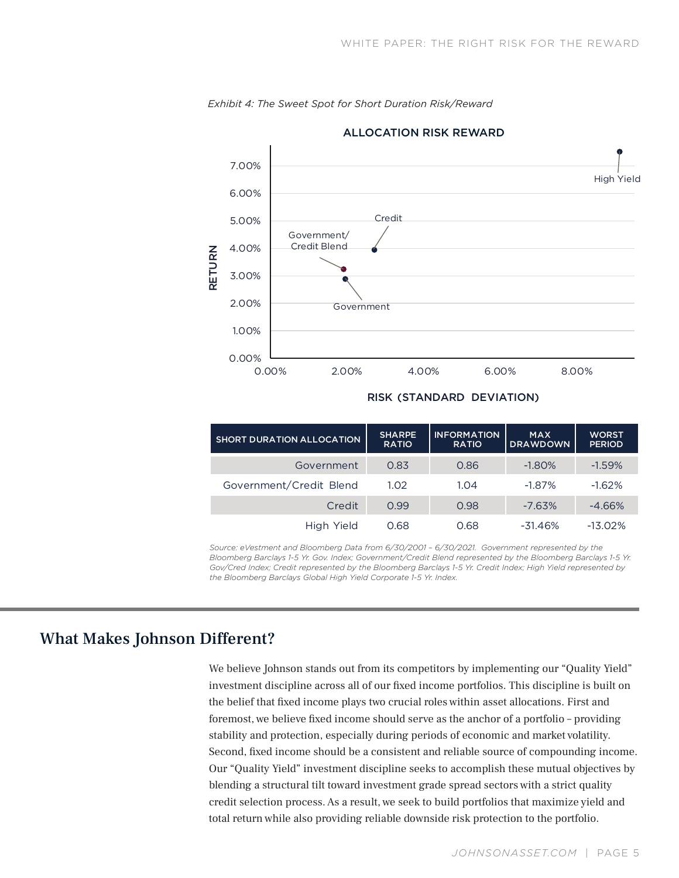*Exhibit 4: The Sweet Spot for Short Duration Risk/Reward*

ALLOCATION RISK REWARD

RETURN

7.00%
6.00%
5.00%
4.00%
3.00%
2.00%
1.00%
0.00%

0.00% 2.00% 4.00% 6.00% 8.00%

RISK (STANDARD DEVIATION)

High Yield

Credit

Government/ Credit Blend

Government

| SHORT DURATION ALLOCATION | SHARPE RATIO | INFORMATION RATIO | MAX DRAWDOWN | WORST PERIOD |
|---|---|---|---|---|
| Government | 0.83 | 0.86 | -1.80% | -1.59% |
| Government/Credit Blend | 1.02 | 1.04 | -1.87% | -1.62% |
| Credit | 0.99 | 0.98 | -7.63% | -4.66% |
| High Yield | 0.68 | 0.68 | -31.46% | -13.02% |

*Source: eVestment and Bloomberg Data from 6/30/2001 – 6/30/2021. Government represented by the Bloomberg Barclays 1-5 Yr. Gov. Index; Government/Credit Blend represented by the Bloomberg Barclays 1-5 Yr. Gov/Cred Index; Credit represented by the Bloomberg Barclays 1-5 Yr. Credit Index; High Yield represented by the Bloomberg Barclays Global High Yield Corporate 1-5 Yr. Index.*

## What Makes Johnson Different?

We believe Johnson stands out from its competitors by implementing our "Quality Yield" investment discipline across all of our fixed income portfolios. This discipline is built on the belief that fixed income plays two crucial roles within asset allocations. First and foremost, we believe fixed income should serve as the anchor of a portfolio – providing stability and protection, especially during periods of economic and market volatility. Second, fixed income should be a consistent and reliable source of compounding income. Our "Quality Yield" investment discipline seeks to accomplish these mutual objectives by blending a structural tilt toward investment grade spread sectors with a strict quality credit selection process. As a result, we seek to build portfolios that maximize yield and total return while also providing reliable downside risk protection to the portfolio.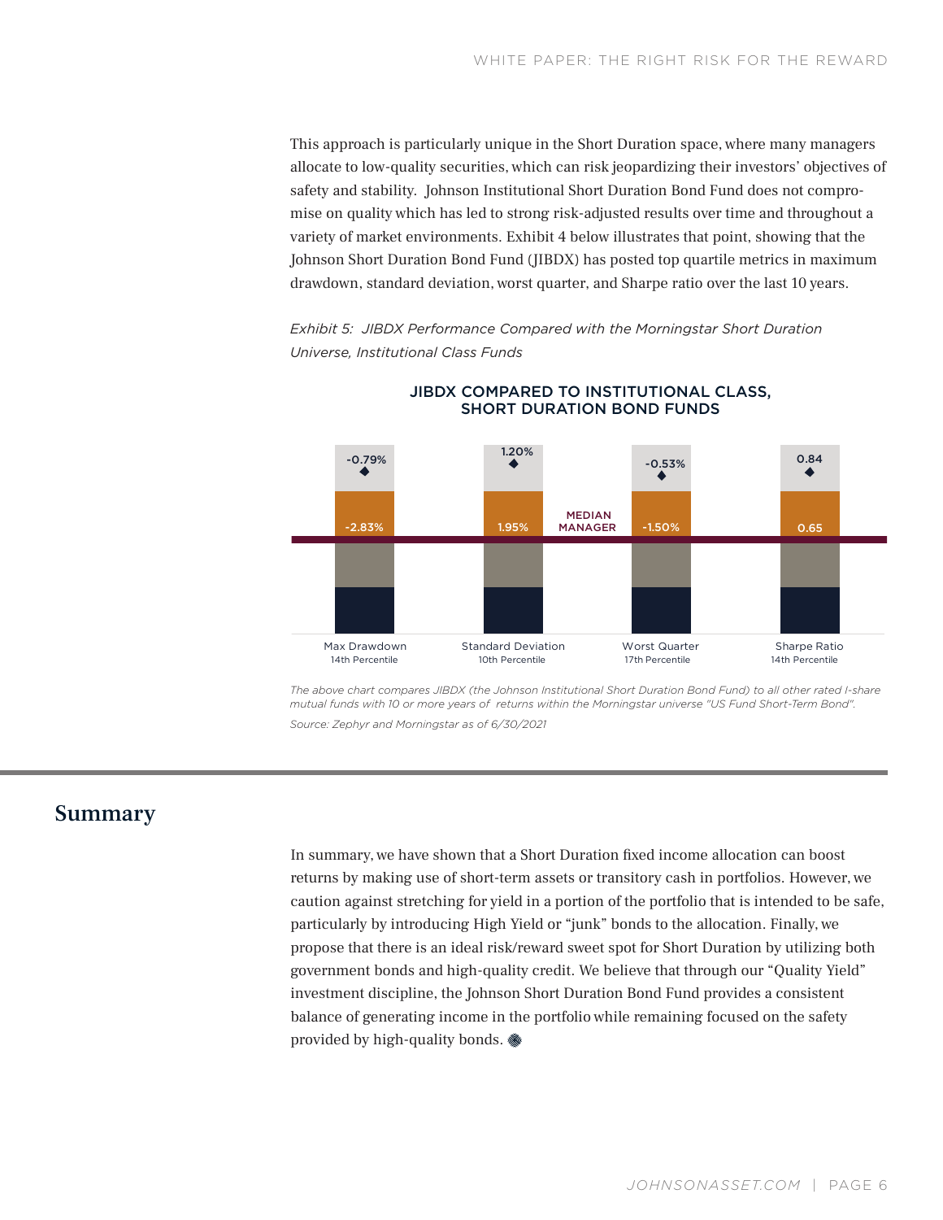This approach is particularly unique in the Short Duration space, where many managers allocate to low-quality securities, which can risk jeopardizing their investors' objectives of safety and stability. Johnson Institutional Short Duration Bond Fund does not compromise on quality which has led to strong risk-adjusted results over time and throughout a variety of market environments. Exhibit 4 below illustrates that point, showing that the Johnson Short Duration Bond Fund (JIBDX) has posted top quartile metrics in maximum drawdown, standard deviation, worst quarter, and Sharpe ratio over the last 10 years.

*Exhibit 5: JIBDX Performance Compared with the Morningstar Short Duration Universe, Institutional Class Funds*

**JIBDX COMPARED TO INSTITUTIONAL CLASS, SHORT DURATION BOND FUNDS**

| | Max Drawdown | Standard Deviation | Worst Quarter | Sharpe Ratio |
|---|---|---|---|---|
| JIBDX | -0.79% | 1.20% | -0.53% | 0.84 |
| Median Manager | -2.83% | 1.95% | -1.50% | 0.65 |
| Percentile | 14th Percentile | 10th Percentile | 17th Percentile | 14th Percentile |

*The above chart compares JIBDX (the Johnson Institutional Short Duration Bond Fund) to all other rated I-share mutual funds with 10 or more years of returns within the Morningstar universe "US Fund Short-Term Bond".*

*Source: Zephyr and Morningstar as of 6/30/2021*

## Summary

In summary, we have shown that a Short Duration fixed income allocation can boost returns by making use of short-term assets or transitory cash in portfolios. However, we caution against stretching for yield in a portion of the portfolio that is intended to be safe, particularly by introducing High Yield or "junk" bonds to the allocation. Finally, we propose that there is an ideal risk/reward sweet spot for Short Duration by utilizing both government bonds and high-quality credit. We believe that through our "Quality Yield" investment discipline, the Johnson Short Duration Bond Fund provides a consistent balance of generating income in the portfolio while remaining focused on the safety provided by high-quality bonds.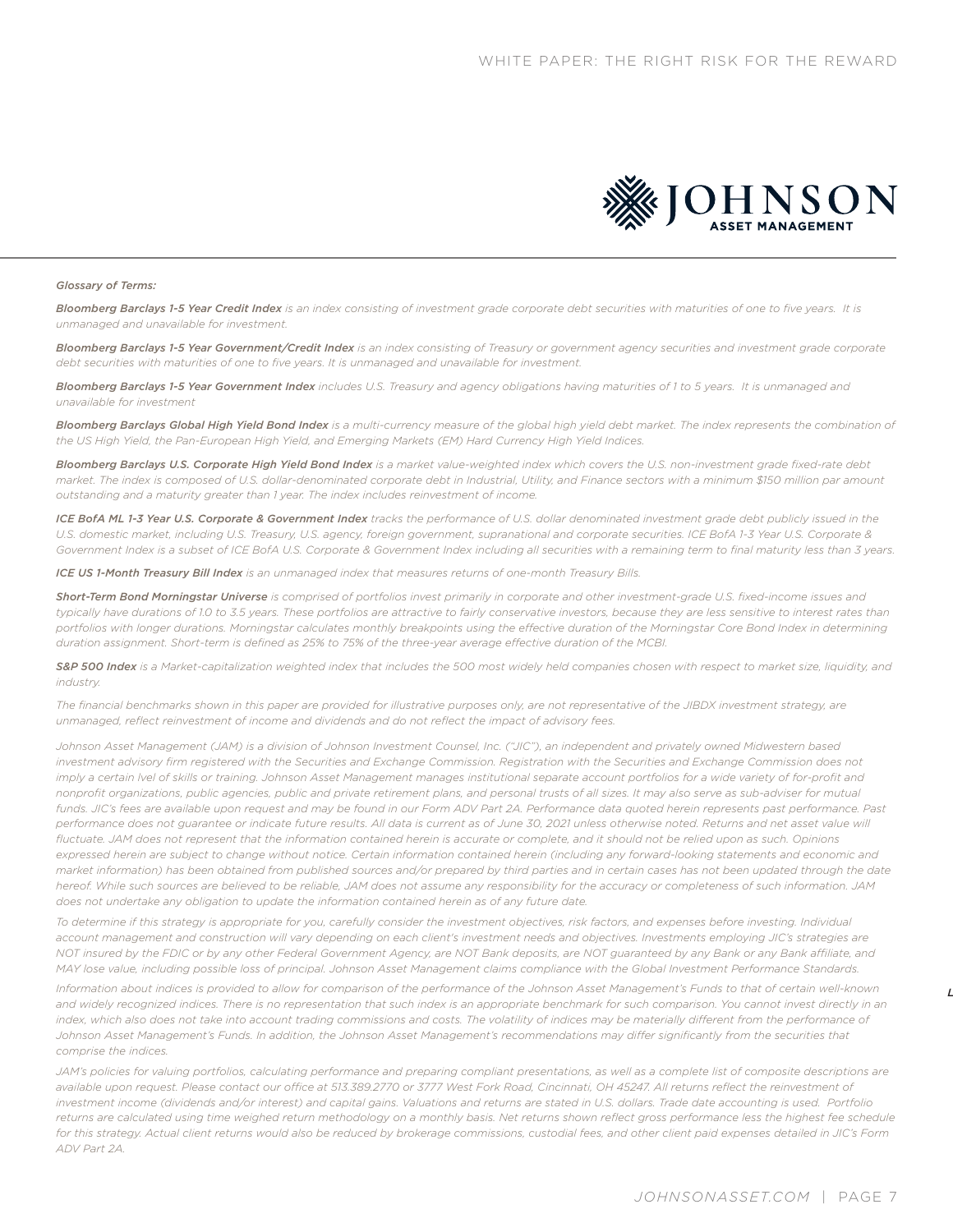*Glossary of Terms:*

***Bloomberg Barclays 1-5 Year Credit Index*** *is an index consisting of investment grade corporate debt securities with maturities of one to five years. It is unmanaged and unavailable for investment.*

***Bloomberg Barclays 1-5 Year Government/Credit Index*** *is an index consisting of Treasury or government agency securities and investment grade corporate debt securities with maturities of one to five years. It is unmanaged and unavailable for investment.*

***Bloomberg Barclays 1-5 Year Government Index*** *includes U.S. Treasury and agency obligations having maturities of 1 to 5 years. It is unmanaged and unavailable for investment*

***Bloomberg Barclays Global High Yield Bond Index*** *is a multi-currency measure of the global high yield debt market. The index represents the combination of the US High Yield, the Pan-European High Yield, and Emerging Markets (EM) Hard Currency High Yield Indices.*

***Bloomberg Barclays U.S. Corporate High Yield Bond Index*** *is a market value-weighted index which covers the U.S. non-investment grade fixed-rate debt market. The index is composed of U.S. dollar-denominated corporate debt in Industrial, Utility, and Finance sectors with a minimum $150 million par amount outstanding and a maturity greater than 1 year. The index includes reinvestment of income.*

***ICE BofA ML 1-3 Year U.S. Corporate & Government Index*** *tracks the performance of U.S. dollar denominated investment grade debt publicly issued in the U.S. domestic market, including U.S. Treasury, U.S. agency, foreign government, supranational and corporate securities. ICE BofA 1-3 Year U.S. Corporate & Government Index is a subset of ICE BofA U.S. Corporate & Government Index including all securities with a remaining term to final maturity less than 3 years.*

***ICE US 1-Month Treasury Bill Index*** *is an unmanaged index that measures returns of one-month Treasury Bills.*

***Short-Term Bond Morningstar Universe*** *is comprised of portfolios invest primarily in corporate and other investment-grade U.S. fixed-income issues and typically have durations of 1.0 to 3.5 years. These portfolios are attractive to fairly conservative investors, because they are less sensitive to interest rates than portfolios with longer durations. Morningstar calculates monthly breakpoints using the effective duration of the Morningstar Core Bond Index in determining duration assignment. Short-term is defined as 25% to 75% of the three-year average effective duration of the MCBI.*

***S&P 500 Index*** *is a Market-capitalization weighted index that includes the 500 most widely held companies chosen with respect to market size, liquidity, and industry.*

*The financial benchmarks shown in this paper are provided for illustrative purposes only, are not representative of the JIBDX investment strategy, are unmanaged, reflect reinvestment of income and dividends and do not reflect the impact of advisory fees.*

*Johnson Asset Management (JAM) is a division of Johnson Investment Counsel, Inc. ("JIC"), an independent and privately owned Midwestern based investment advisory firm registered with the Securities and Exchange Commission. Registration with the Securities and Exchange Commission does not imply a certain lvel of skills or training. Johnson Asset Management manages institutional separate account portfolios for a wide variety of for-profit and nonprofit organizations, public agencies, public and private retirement plans, and personal trusts of all sizes. It may also serve as sub-adviser for mutual funds. JIC's fees are available upon request and may be found in our Form ADV Part 2A. Performance data quoted herein represents past performance. Past performance does not guarantee or indicate future results. All data is current as of June 30, 2021 unless otherwise noted. Returns and net asset value will fluctuate. JAM does not represent that the information contained herein is accurate or complete, and it should not be relied upon as such. Opinions expressed herein are subject to change without notice. Certain information contained herein (including any forward-looking statements and economic and market information) has been obtained from published sources and/or prepared by third parties and in certain cases has not been updated through the date hereof. While such sources are believed to be reliable, JAM does not assume any responsibility for the accuracy or completeness of such information. JAM does not undertake any obligation to update the information contained herein as of any future date.*

*To determine if this strategy is appropriate for you, carefully consider the investment objectives, risk factors, and expenses before investing. Individual account management and construction will vary depending on each client's investment needs and objectives. Investments employing JIC's strategies are NOT insured by the FDIC or by any other Federal Government Agency, are NOT Bank deposits, are NOT guaranteed by any Bank or any Bank affiliate, and MAY lose value, including possible loss of principal. Johnson Asset Management claims compliance with the Global Investment Performance Standards.*

*Information about indices is provided to allow for comparison of the performance of the Johnson Asset Management's Funds to that of certain well-known and widely recognized indices. There is no representation that such index is an appropriate benchmark for such comparison. You cannot invest directly in an index, which also does not take into account trading commissions and costs. The volatility of indices may be materially different from the performance of Johnson Asset Management's Funds. In addition, the Johnson Asset Management's recommendations may differ significantly from the securities that comprise the indices.*

*JAM's policies for valuing portfolios, calculating performance and preparing compliant presentations, as well as a complete list of composite descriptions are available upon request. Please contact our office at 513.389.2770 or 3777 West Fork Road, Cincinnati, OH 45247. All returns reflect the reinvestment of investment income (dividends and/or interest) and capital gains. Valuations and returns are stated in U.S. dollars. Trade date accounting is used. Portfolio returns are calculated using time weighed return methodology on a monthly basis. Net returns shown reflect gross performance less the highest fee schedule for this strategy. Actual client returns would also be reduced by brokerage commissions, custodial fees, and other client paid expenses detailed in JIC's Form ADV Part 2A.*